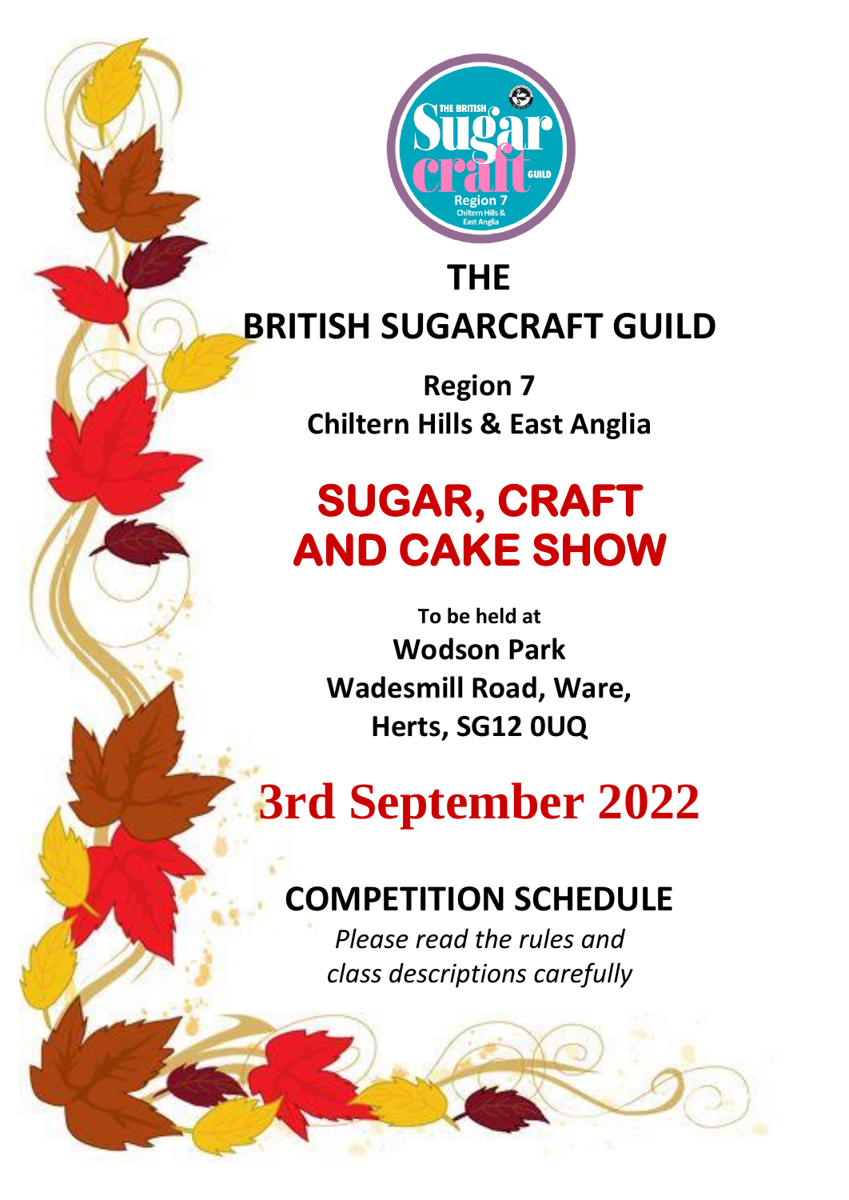# THE BRITISH SUGARCRAFT GUILD

**Region 7**
**Chiltern Hills & East Anglia**

# SUGAR, CRAFT AND CAKE SHOW

**To be held at**
**Wodson Park**
**Wadesmill Road, Ware,**
**Herts, SG12 0UQ**

# 3rd September 2022

## COMPETITION SCHEDULE

*Please read the rules and class descriptions carefully*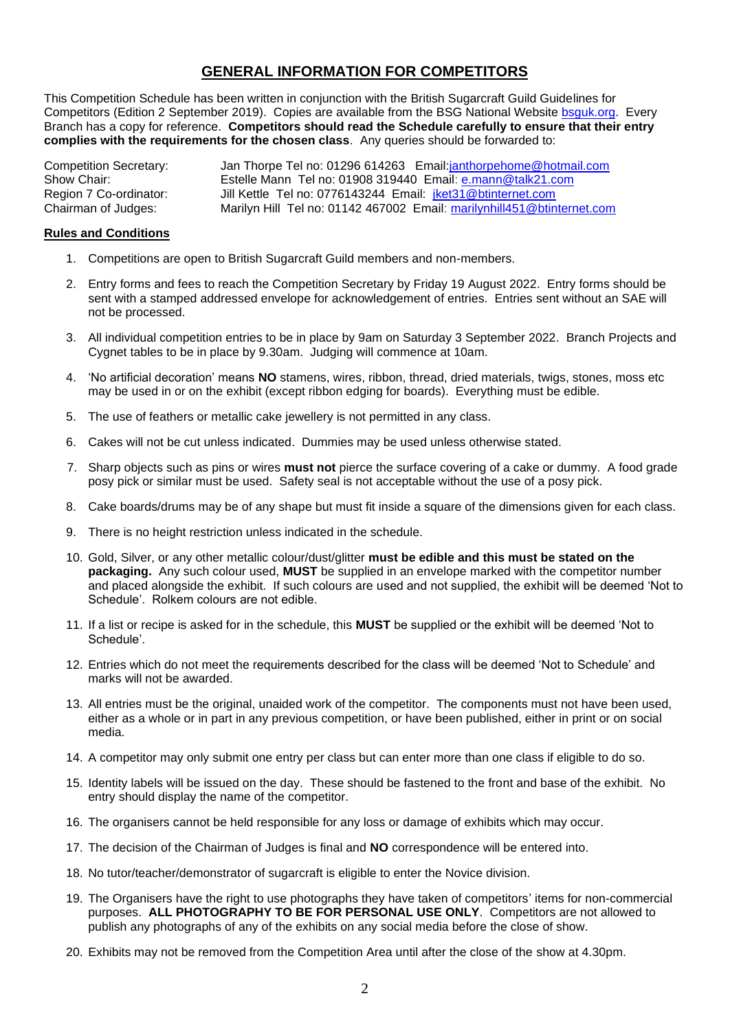## GENERAL INFORMATION FOR COMPETITORS

This Competition Schedule has been written in conjunction with the British Sugarcraft Guild Guidelines for Competitors (Edition 2 September 2019). Copies are available from the BSG National Website bsguk.org. Every Branch has a copy for reference. **Competitors should read the Schedule carefully to ensure that their entry complies with the requirements for the chosen class**. Any queries should be forwarded to:

| | |
|---|---|
| Competition Secretary: | Jan Thorpe Tel no: 01296 614263 Email:janthorpehome@hotmail.com |
| Show Chair: | Estelle Mann Tel no: 01908 319440 Email: e.mann@talk21.com |
| Region 7 Co-ordinator: | Jill Kettle Tel no: 0776143244 Email: jket31@btinternet.com |
| Chairman of Judges: | Marilyn Hill Tel no: 01142 467002 Email: marilynhill451@btinternet.com |

**Rules and Conditions**

1. Competitions are open to British Sugarcraft Guild members and non-members.
2. Entry forms and fees to reach the Competition Secretary by Friday 19 August 2022. Entry forms should be sent with a stamped addressed envelope for acknowledgement of entries. Entries sent without an SAE will not be processed.
3. All individual competition entries to be in place by 9am on Saturday 3 September 2022. Branch Projects and Cygnet tables to be in place by 9.30am. Judging will commence at 10am.
4. 'No artificial decoration' means **NO** stamens, wires, ribbon, thread, dried materials, twigs, stones, moss etc may be used in or on the exhibit (except ribbon edging for boards). Everything must be edible.
5. The use of feathers or metallic cake jewellery is not permitted in any class.
6. Cakes will not be cut unless indicated. Dummies may be used unless otherwise stated.
7. Sharp objects such as pins or wires **must not** pierce the surface covering of a cake or dummy. A food grade posy pick or similar must be used. Safety seal is not acceptable without the use of a posy pick.
8. Cake boards/drums may be of any shape but must fit inside a square of the dimensions given for each class.
9. There is no height restriction unless indicated in the schedule.
10. Gold, Silver, or any other metallic colour/dust/glitter **must be edible and this must be stated on the packaging.** Any such colour used, **MUST** be supplied in an envelope marked with the competitor number and placed alongside the exhibit. If such colours are used and not supplied, the exhibit will be deemed 'Not to Schedule'. Rolkem colours are not edible.
11. If a list or recipe is asked for in the schedule, this **MUST** be supplied or the exhibit will be deemed 'Not to Schedule'.
12. Entries which do not meet the requirements described for the class will be deemed 'Not to Schedule' and marks will not be awarded.
13. All entries must be the original, unaided work of the competitor. The components must not have been used, either as a whole or in part in any previous competition, or have been published, either in print or on social media.
14. A competitor may only submit one entry per class but can enter more than one class if eligible to do so.
15. Identity labels will be issued on the day. These should be fastened to the front and base of the exhibit. No entry should display the name of the competitor.
16. The organisers cannot be held responsible for any loss or damage of exhibits which may occur.
17. The decision of the Chairman of Judges is final and **NO** correspondence will be entered into.
18. No tutor/teacher/demonstrator of sugarcraft is eligible to enter the Novice division.
19. The Organisers have the right to use photographs they have taken of competitors' items for non-commercial purposes. **ALL PHOTOGRAPHY TO BE FOR PERSONAL USE ONLY**. Competitors are not allowed to publish any photographs of any of the exhibits on any social media before the close of show.
20. Exhibits may not be removed from the Competition Area until after the close of the show at 4.30pm.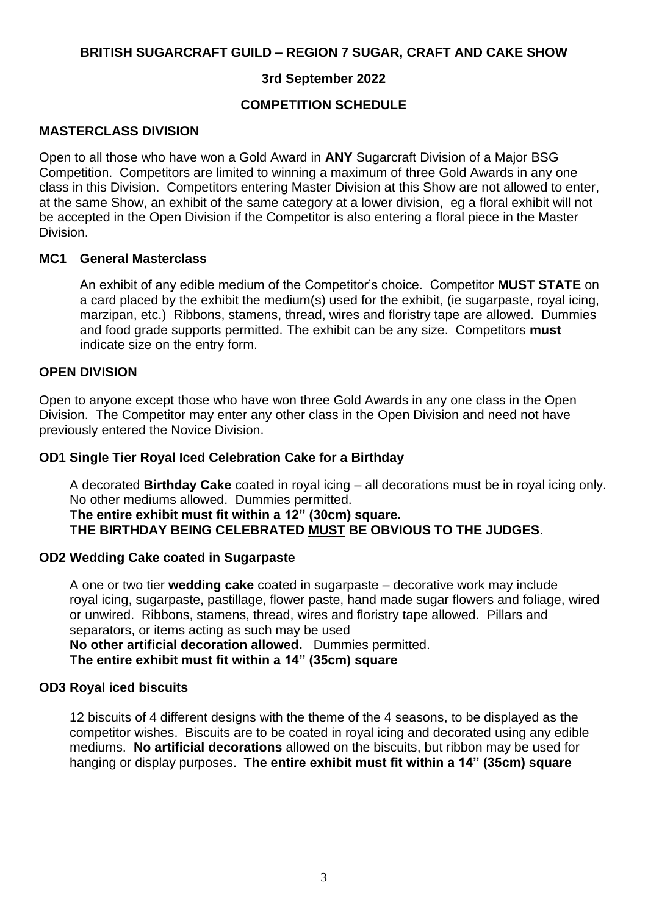# BRITISH SUGARCRAFT GUILD – REGION 7 SUGAR, CRAFT AND CAKE SHOW

**3rd September 2022**

**COMPETITION SCHEDULE**

## MASTERCLASS DIVISION

Open to all those who have won a Gold Award in **ANY** Sugarcraft Division of a Major BSG Competition. Competitors are limited to winning a maximum of three Gold Awards in any one class in this Division. Competitors entering Master Division at this Show are not allowed to enter, at the same Show, an exhibit of the same category at a lower division, eg a floral exhibit will not be accepted in the Open Division if the Competitor is also entering a floral piece in the Master Division.

### MC1 General Masterclass

An exhibit of any edible medium of the Competitor's choice. Competitor **MUST STATE** on a card placed by the exhibit the medium(s) used for the exhibit, (ie sugarpaste, royal icing, marzipan, etc.) Ribbons, stamens, thread, wires and floristry tape are allowed. Dummies and food grade supports permitted. The exhibit can be any size. Competitors **must** indicate size on the entry form.

## OPEN DIVISION

Open to anyone except those who have won three Gold Awards in any one class in the Open Division. The Competitor may enter any other class in the Open Division and need not have previously entered the Novice Division.

### OD1 Single Tier Royal Iced Celebration Cake for a Birthday

A decorated **Birthday Cake** coated in royal icing – all decorations must be in royal icing only. No other mediums allowed. Dummies permitted.
**The entire exhibit must fit within a 12" (30cm) square.**
**THE BIRTHDAY BEING CELEBRATED <u>MUST</u> BE OBVIOUS TO THE JUDGES**.

### OD2 Wedding Cake coated in Sugarpaste

A one or two tier **wedding cake** coated in sugarpaste – decorative work may include royal icing, sugarpaste, pastillage, flower paste, hand made sugar flowers and foliage, wired or unwired. Ribbons, stamens, thread, wires and floristry tape allowed. Pillars and separators, or items acting as such may be used
**No other artificial decoration allowed.** Dummies permitted.
**The entire exhibit must fit within a 14" (35cm) square**

### OD3 Royal iced biscuits

12 biscuits of 4 different designs with the theme of the 4 seasons, to be displayed as the competitor wishes. Biscuits are to be coated in royal icing and decorated using any edible mediums. **No artificial decorations** allowed on the biscuits, but ribbon may be used for hanging or display purposes. **The entire exhibit must fit within a 14" (35cm) square**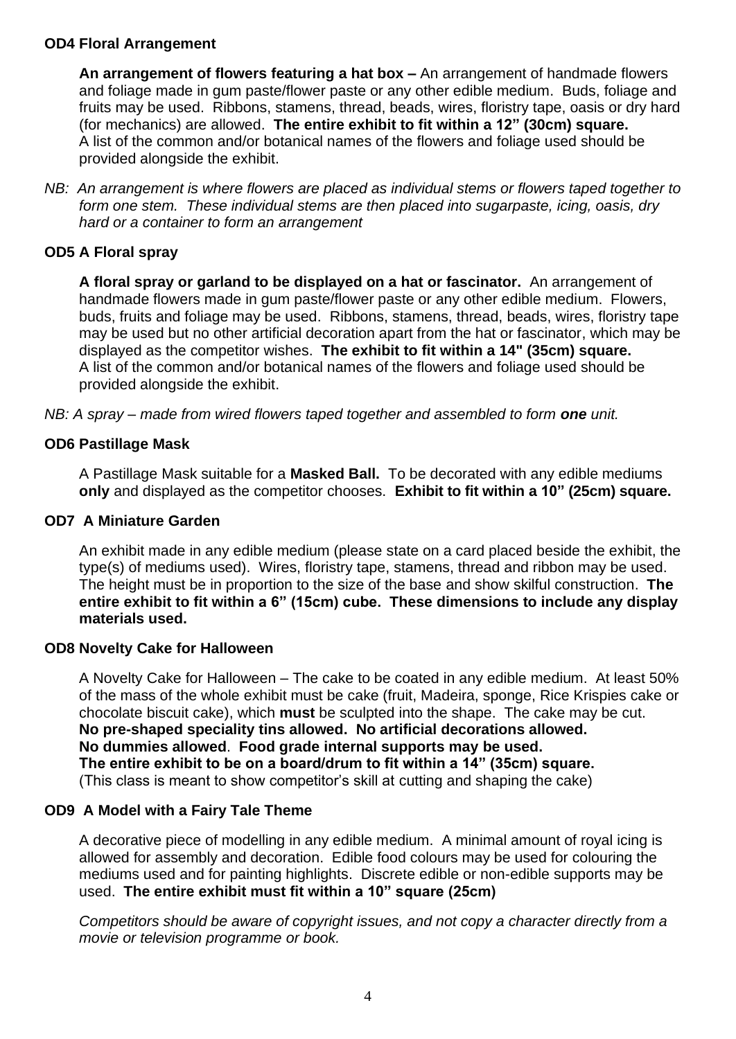### OD4 Floral Arrangement

**An arrangement of flowers featuring a hat box –** An arrangement of handmade flowers and foliage made in gum paste/flower paste or any other edible medium. Buds, foliage and fruits may be used. Ribbons, stamens, thread, beads, wires, floristry tape, oasis or dry hard (for mechanics) are allowed. **The entire exhibit to fit within a 12" (30cm) square.** A list of the common and/or botanical names of the flowers and foliage used should be provided alongside the exhibit.

*NB: An arrangement is where flowers are placed as individual stems or flowers taped together to form one stem. These individual stems are then placed into sugarpaste, icing, oasis, dry hard or a container to form an arrangement*

### OD5 A Floral spray

**A floral spray or garland to be displayed on a hat or fascinator.** An arrangement of handmade flowers made in gum paste/flower paste or any other edible medium. Flowers, buds, fruits and foliage may be used. Ribbons, stamens, thread, beads, wires, floristry tape may be used but no other artificial decoration apart from the hat or fascinator, which may be displayed as the competitor wishes. **The exhibit to fit within a 14" (35cm) square.** A list of the common and/or botanical names of the flowers and foliage used should be provided alongside the exhibit.

*NB: A spray – made from wired flowers taped together and assembled to form **one** unit.*

### OD6 Pastillage Mask

A Pastillage Mask suitable for a **Masked Ball.** To be decorated with any edible mediums **only** and displayed as the competitor chooses. **Exhibit to fit within a 10" (25cm) square.**

### OD7 A Miniature Garden

An exhibit made in any edible medium (please state on a card placed beside the exhibit, the type(s) of mediums used). Wires, floristry tape, stamens, thread and ribbon may be used. The height must be in proportion to the size of the base and show skilful construction. **The entire exhibit to fit within a 6" (15cm) cube. These dimensions to include any display materials used.**

### OD8 Novelty Cake for Halloween

A Novelty Cake for Halloween – The cake to be coated in any edible medium. At least 50% of the mass of the whole exhibit must be cake (fruit, Madeira, sponge, Rice Krispies cake or chocolate biscuit cake), which **must** be sculpted into the shape. The cake may be cut.
**No pre-shaped speciality tins allowed. No artificial decorations allowed.**
**No dummies allowed**. **Food grade internal supports may be used.**
**The entire exhibit to be on a board/drum to fit within a 14" (35cm) square.**
(This class is meant to show competitor's skill at cutting and shaping the cake)

### OD9 A Model with a Fairy Tale Theme

A decorative piece of modelling in any edible medium. A minimal amount of royal icing is allowed for assembly and decoration. Edible food colours may be used for colouring the mediums used and for painting highlights. Discrete edible or non-edible supports may be used. **The entire exhibit must fit within a 10" square (25cm)**

*Competitors should be aware of copyright issues, and not copy a character directly from a movie or television programme or book.*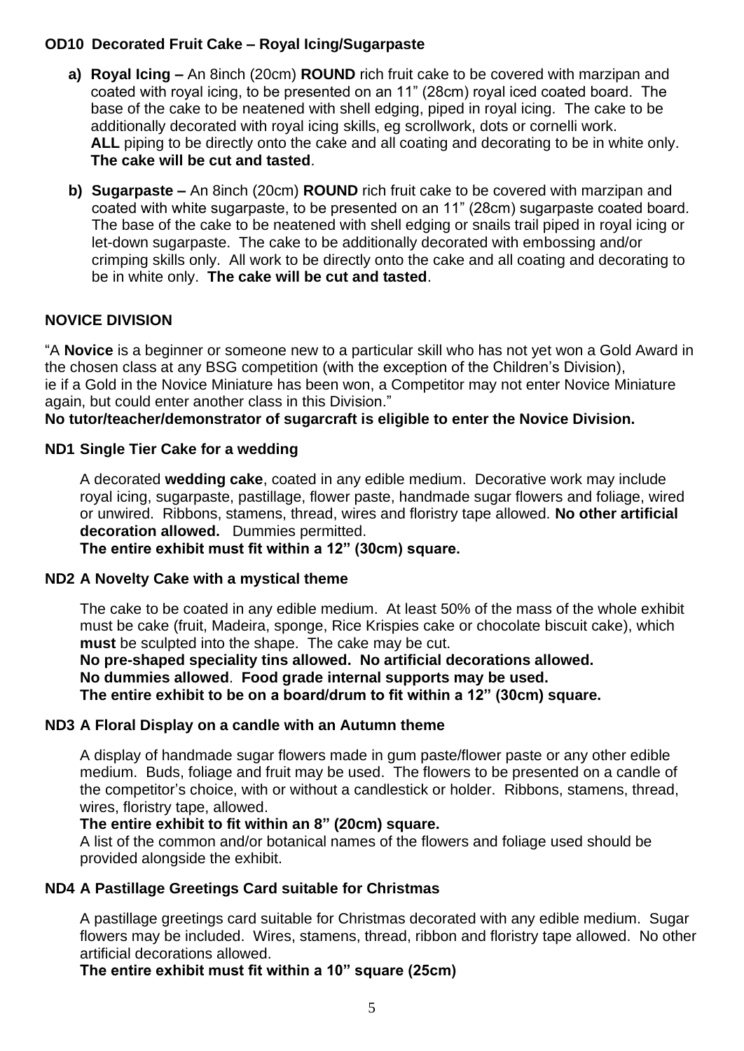**OD10 Decorated Fruit Cake – Royal Icing/Sugarpaste**

**a) Royal Icing –** An 8inch (20cm) **ROUND** rich fruit cake to be covered with marzipan and coated with royal icing, to be presented on an 11" (28cm) royal iced coated board. The base of the cake to be neatened with shell edging, piped in royal icing. The cake to be additionally decorated with royal icing skills, eg scrollwork, dots or cornelli work. **ALL** piping to be directly onto the cake and all coating and decorating to be in white only. **The cake will be cut and tasted**.

**b) Sugarpaste –** An 8inch (20cm) **ROUND** rich fruit cake to be covered with marzipan and coated with white sugarpaste, to be presented on an 11" (28cm) sugarpaste coated board. The base of the cake to be neatened with shell edging or snails trail piped in royal icing or let-down sugarpaste. The cake to be additionally decorated with embossing and/or crimping skills only. All work to be directly onto the cake and all coating and decorating to be in white only. **The cake will be cut and tasted**.

## NOVICE DIVISION

"A **Novice** is a beginner or someone new to a particular skill who has not yet won a Gold Award in the chosen class at any BSG competition (with the exception of the Children's Division), ie if a Gold in the Novice Miniature has been won, a Competitor may not enter Novice Miniature again, but could enter another class in this Division."

**No tutor/teacher/demonstrator of sugarcraft is eligible to enter the Novice Division.**

**ND1 Single Tier Cake for a wedding**

A decorated **wedding cake**, coated in any edible medium. Decorative work may include royal icing, sugarpaste, pastillage, flower paste, handmade sugar flowers and foliage, wired or unwired. Ribbons, stamens, thread, wires and floristry tape allowed. **No other artificial decoration allowed.** Dummies permitted.

**The entire exhibit must fit within a 12" (30cm) square.**

**ND2 A Novelty Cake with a mystical theme**

The cake to be coated in any edible medium. At least 50% of the mass of the whole exhibit must be cake (fruit, Madeira, sponge, Rice Krispies cake or chocolate biscuit cake), which **must** be sculpted into the shape. The cake may be cut.

**No pre-shaped speciality tins allowed. No artificial decorations allowed.**
**No dummies allowed**. **Food grade internal supports may be used.**
**The entire exhibit to be on a board/drum to fit within a 12" (30cm) square.**

**ND3 A Floral Display on a candle with an Autumn theme**

A display of handmade sugar flowers made in gum paste/flower paste or any other edible medium. Buds, foliage and fruit may be used. The flowers to be presented on a candle of the competitor's choice, with or without a candlestick or holder. Ribbons, stamens, thread, wires, floristry tape, allowed.

**The entire exhibit to fit within an 8" (20cm) square.**

A list of the common and/or botanical names of the flowers and foliage used should be provided alongside the exhibit.

**ND4 A Pastillage Greetings Card suitable for Christmas**

A pastillage greetings card suitable for Christmas decorated with any edible medium. Sugar flowers may be included. Wires, stamens, thread, ribbon and floristry tape allowed. No other artificial decorations allowed.

**The entire exhibit must fit within a 10" square (25cm)**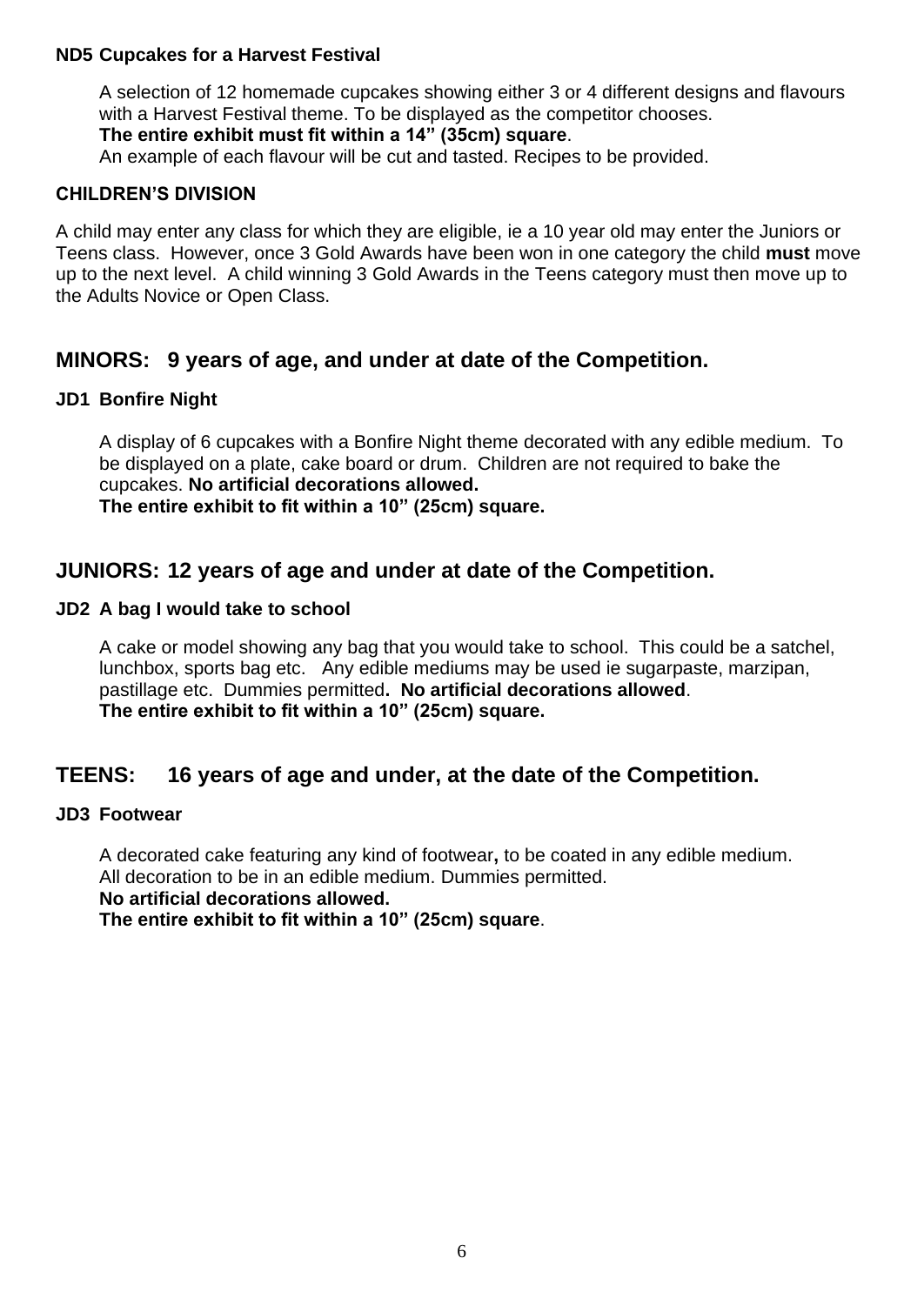**ND5 Cupcakes for a Harvest Festival**

A selection of 12 homemade cupcakes showing either 3 or 4 different designs and flavours with a Harvest Festival theme. To be displayed as the competitor chooses.
**The entire exhibit must fit within a 14" (35cm) square**.
An example of each flavour will be cut and tasted. Recipes to be provided.

**CHILDREN'S DIVISION**

A child may enter any class for which they are eligible, ie a 10 year old may enter the Juniors or Teens class. However, once 3 Gold Awards have been won in one category the child **must** move up to the next level. A child winning 3 Gold Awards in the Teens category must then move up to the Adults Novice or Open Class.

## MINORS: 9 years of age, and under at date of the Competition.

**JD1 Bonfire Night**

A display of 6 cupcakes with a Bonfire Night theme decorated with any edible medium. To be displayed on a plate, cake board or drum. Children are not required to bake the cupcakes. **No artificial decorations allowed.**
**The entire exhibit to fit within a 10" (25cm) square.**

## JUNIORS: 12 years of age and under at date of the Competition.

**JD2 A bag I would take to school**

A cake or model showing any bag that you would take to school. This could be a satchel, lunchbox, sports bag etc. Any edible mediums may be used ie sugarpaste, marzipan, pastillage etc. Dummies permitted**. No artificial decorations allowed**.
**The entire exhibit to fit within a 10" (25cm) square.**

## TEENS: 16 years of age and under, at the date of the Competition.

**JD3 Footwear**

A decorated cake featuring any kind of footwear**,** to be coated in any edible medium.
All decoration to be in an edible medium. Dummies permitted.
**No artificial decorations allowed.**
**The entire exhibit to fit within a 10" (25cm) square**.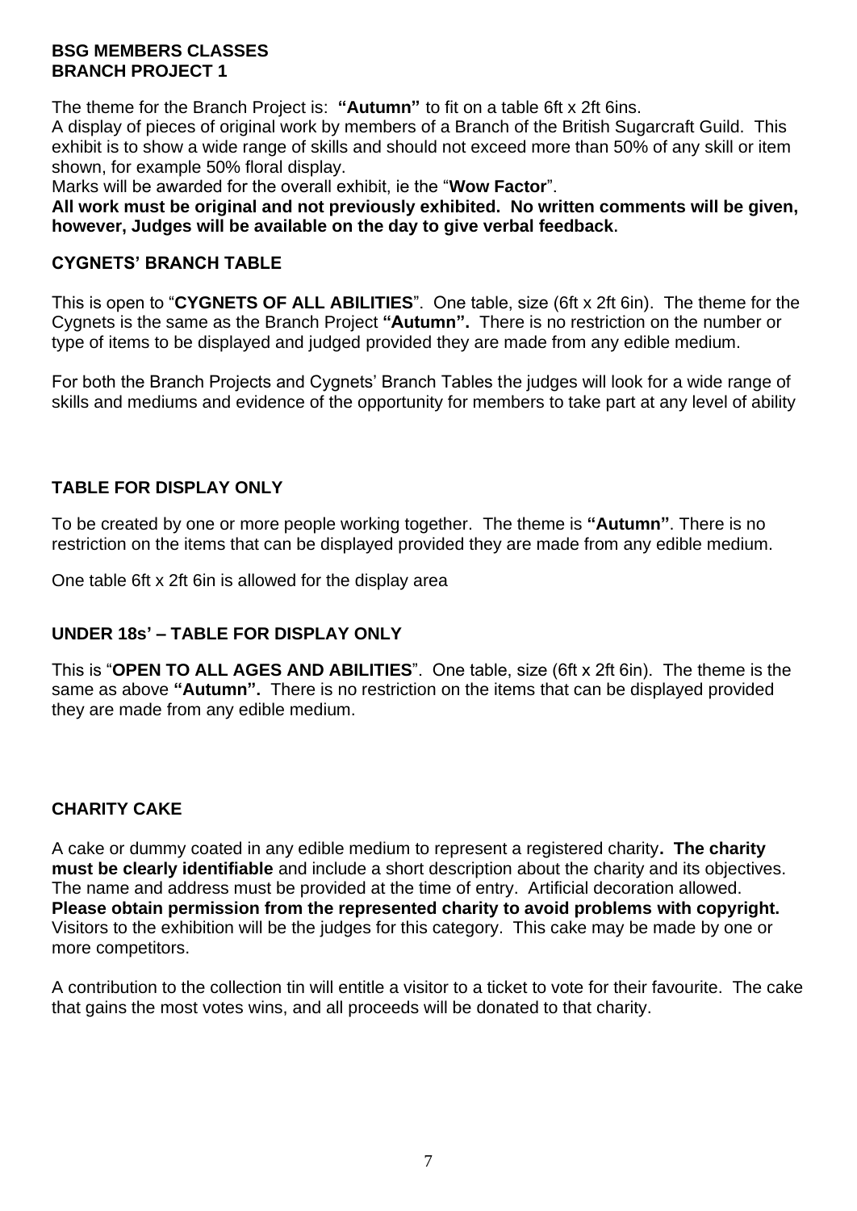**BSG MEMBERS CLASSES**
**BRANCH PROJECT 1**

The theme for the Branch Project is: **"Autumn"** to fit on a table 6ft x 2ft 6ins.
A display of pieces of original work by members of a Branch of the British Sugarcraft Guild. This exhibit is to show a wide range of skills and should not exceed more than 50% of any skill or item shown, for example 50% floral display.
Marks will be awarded for the overall exhibit, ie the "**Wow Factor**".
**All work must be original and not previously exhibited. No written comments will be given, however, Judges will be available on the day to give verbal feedback.**

## CYGNETS' BRANCH TABLE

This is open to "**CYGNETS OF ALL ABILITIES**". One table, size (6ft x 2ft 6in). The theme for the Cygnets is the same as the Branch Project **"Autumn".** There is no restriction on the number or type of items to be displayed and judged provided they are made from any edible medium.

For both the Branch Projects and Cygnets' Branch Tables the judges will look for a wide range of skills and mediums and evidence of the opportunity for members to take part at any level of ability

## TABLE FOR DISPLAY ONLY

To be created by one or more people working together. The theme is **"Autumn"**. There is no restriction on the items that can be displayed provided they are made from any edible medium.

One table 6ft x 2ft 6in is allowed for the display area

## UNDER 18s' – TABLE FOR DISPLAY ONLY

This is "**OPEN TO ALL AGES AND ABILITIES**". One table, size (6ft x 2ft 6in). The theme is the same as above **"Autumn".** There is no restriction on the items that can be displayed provided they are made from any edible medium.

## CHARITY CAKE

A cake or dummy coated in any edible medium to represent a registered charity**. The charity must be clearly identifiable** and include a short description about the charity and its objectives. The name and address must be provided at the time of entry. Artificial decoration allowed. **Please obtain permission from the represented charity to avoid problems with copyright.** Visitors to the exhibition will be the judges for this category. This cake may be made by one or more competitors.

A contribution to the collection tin will entitle a visitor to a ticket to vote for their favourite. The cake that gains the most votes wins, and all proceeds will be donated to that charity.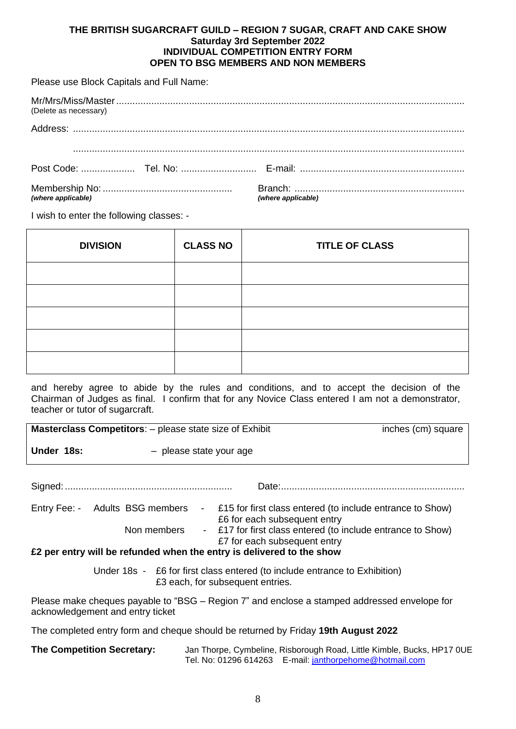**THE BRITISH SUGARCRAFT GUILD – REGION 7 SUGAR, CRAFT AND CAKE SHOW**
**Saturday 3rd September 2022**
**INDIVIDUAL COMPETITION ENTRY FORM**
**OPEN TO BSG MEMBERS AND NON MEMBERS**

Please use Block Capitals and Full Name:

Mr/Mrs/Miss/Master ................................................................................................................................
(Delete as necessary)

Address: ................................................................................................................................

................................................................................................................................

Post Code: .................... Tel. No: ........................... E-mail: ............................................................

Membership No: ............................................... Branch: ..............................................................
*(where applicable)* *(where applicable)*

I wish to enter the following classes: -

| DIVISION | CLASS NO | TITLE OF CLASS |
|---|---|---|
| | | |
| | | |
| | | |
| | | |
| | | |

and hereby agree to abide by the rules and conditions, and to accept the decision of the Chairman of Judges as final. I confirm that for any Novice Class entered I am not a demonstrator, teacher or tutor of sugarcraft.

**Masterclass Competitors**: – please state size of Exhibit inches (cm) square

**Under 18s:** – please state your age

Signed: .............................................................. Date: ....................................................................

Entry Fee: - Adults BSG members - £15 for first class entered (to include entrance to Show)
£6 for each subsequent entry
Non members - £17 for first class entered (to include entrance to Show)
£7 for each subsequent entry

**£2 per entry will be refunded when the entry is delivered to the show**

Under 18s - £6 for first class entered (to include entrance to Exhibition)
£3 each, for subsequent entries.

Please make cheques payable to "BSG – Region 7" and enclose a stamped addressed envelope for acknowledgement and entry ticket

The completed entry form and cheque should be returned by Friday **19th August 2022**

**The Competition Secretary:** Jan Thorpe, Cymbeline, Risborough Road, Little Kimble, Bucks, HP17 0UE
Tel. No: 01296 614263 E-mail: janthorpehome@hotmail.com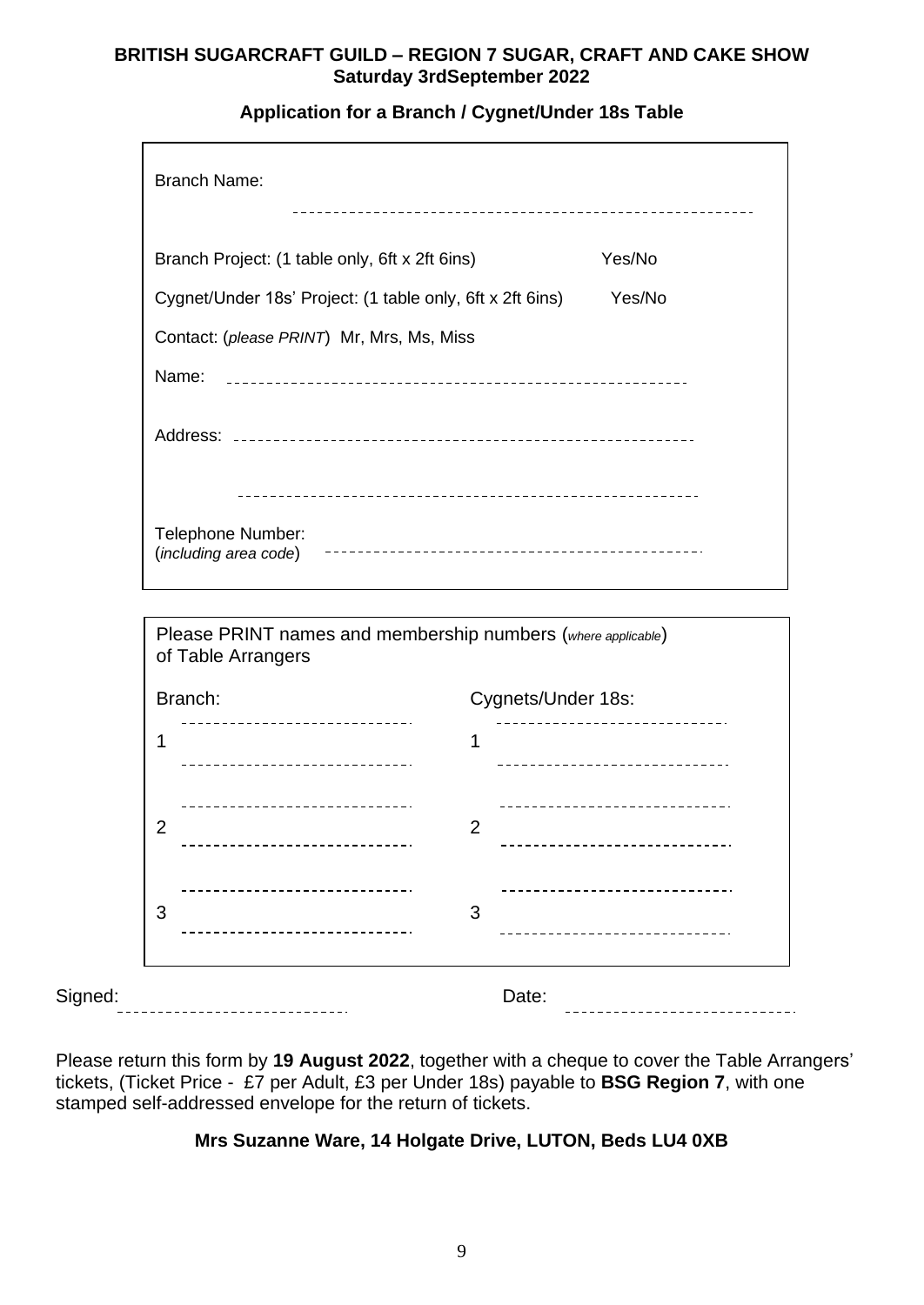**BRITISH SUGARCRAFT GUILD – REGION 7 SUGAR, CRAFT AND CAKE SHOW**
**Saturday 3rdSeptember 2022**

**Application for a Branch / Cygnet/Under 18s Table**

Branch Name: ______________________________

Branch Project: (1 table only, 6ft x 2ft 6ins) Yes/No

Cygnet/Under 18s' Project: (1 table only, 6ft x 2ft 6ins) Yes/No

Contact: (*please PRINT*) Mr, Mrs, Ms, Miss

Name: ______________________________

Address: ______________________________

______________________________

Telephone Number:
(*including area code*) ______________________________

Please PRINT names and membership numbers (*where applicable*) of Table Arrangers

| Branch: | Cygnets/Under 18s: |
|---|---|
| 1 ______________________ | 1 ______________________ |
| 2 ______________________ | 2 ______________________ |
| 3 ______________________ | 3 ______________________ |

Signed: ______________________ Date: ______________________

Please return this form by **19 August 2022**, together with a cheque to cover the Table Arrangers' tickets, (Ticket Price - £7 per Adult, £3 per Under 18s) payable to **BSG Region 7**, with one stamped self-addressed envelope for the return of tickets.

**Mrs Suzanne Ware, 14 Holgate Drive, LUTON, Beds LU4 0XB**